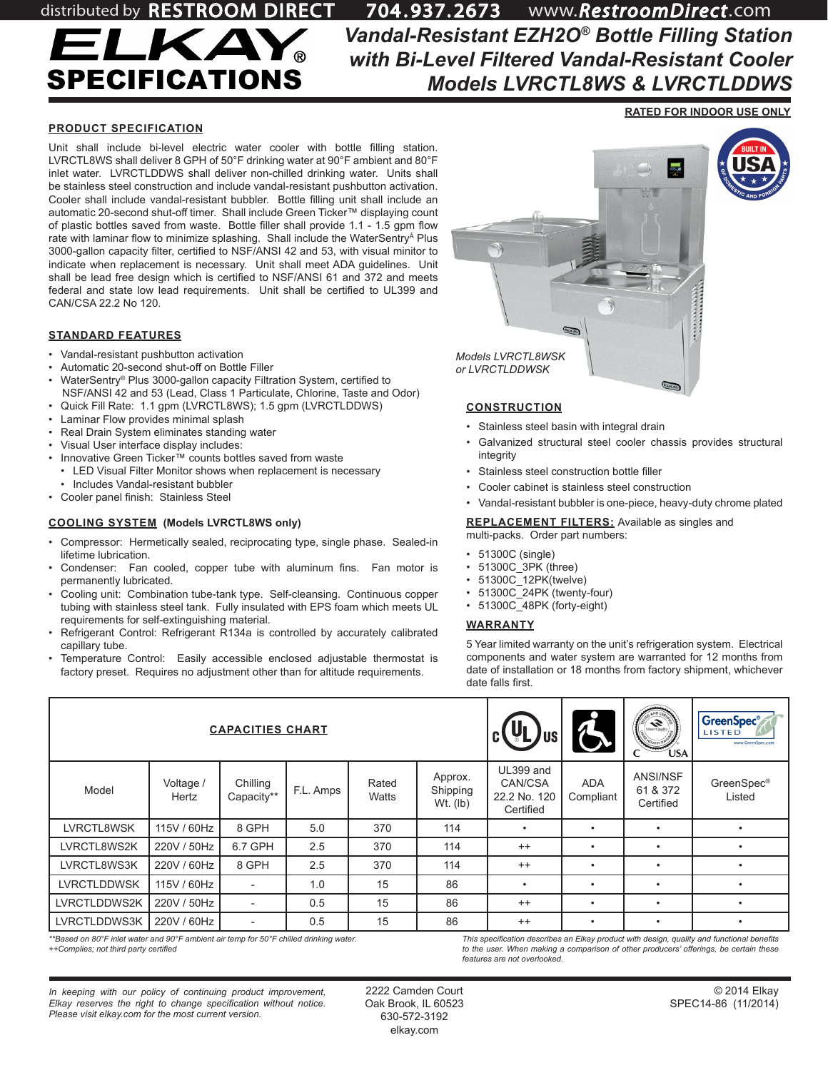distributed by RESTROOM DIRECT 704.937.2673 www.RestroomDirect.com

# ELKAY® SPECIFICATIONS

# Vandal-Resistant EZH2O® Bottle Filling Station with Bi-Level Filtered Vandal-Resistant Cooler Models LVRCTL8WS & LVRCTLDDWS

**RATED FOR INDOOR USE ONLY**

## PRODUCT SPECIFICATION

Unit shall include bi-level electric water cooler with bottle filling station. LVRCTL8WS shall deliver 8 GPH of 50°F drinking water at 90°F ambient and 80°F inlet water. LVRCTLDDWS shall deliver non-chilled drinking water. Units shall be stainless steel construction and include vandal-resistant pushbutton activation. Cooler shall include vandal-resistant bubbler. Bottle filling unit shall include an automatic 20-second shut-off timer. Shall include Green Ticker™ displaying count of plastic bottles saved from waste. Bottle filler shall provide 1.1 - 1.5 gpm flow rate with laminar flow to minimize splashing. Shall include the WaterSentry® Plus 3000-gallon capacity filter, certified to NSF/ANSI 42 and 53, with visual minitor to indicate when replacement is necessary. Unit shall meet ADA guidelines. Unit shall be lead free design which is certified to NSF/ANSI 61 and 372 and meets federal and state low lead requirements. Unit shall be certified to UL399 and CAN/CSA 22.2 No 120.

Models LVRCTL8WSK or LVRCTLDDWSK

## STANDARD FEATURES

- Vandal-resistant pushbutton activation
- Automatic 20-second shut-off on Bottle Filler
- WaterSentry® Plus 3000-gallon capacity Filtration System, certified to NSF/ANSI 42 and 53 (Lead, Class 1 Particulate, Chlorine, Taste and Odor)
- Quick Fill Rate: 1.1 gpm (LVRCTL8WS); 1.5 gpm (LVRCTLDDWS)
- Laminar Flow provides minimal splash
- Real Drain System eliminates standing water
- Visual User interface display includes:
- Innovative Green Ticker™ counts bottles saved from waste
  - LED Visual Filter Monitor shows when replacement is necessary
  - Includes Vandal-resistant bubbler
- Cooler panel finish: Stainless Steel

## COOLING SYSTEM (Models LVRCTL8WS only)

- Compressor: Hermetically sealed, reciprocating type, single phase. Sealed-in lifetime lubrication.
- Condenser: Fan cooled, copper tube with aluminum fins. Fan motor is permanently lubricated.
- Cooling unit: Combination tube-tank type. Self-cleansing. Continuous copper tubing with stainless steel tank. Fully insulated with EPS foam which meets UL requirements for self-extinguishing material.
- Refrigerant Control: Refrigerant R134a is controlled by accurately calibrated capillary tube.
- Temperature Control: Easily accessible enclosed adjustable thermostat is factory preset. Requires no adjustment other than for altitude requirements.

## CONSTRUCTION

- Stainless steel basin with integral drain
- Galvanized structural steel cooler chassis provides structural integrity
- Stainless steel construction bottle filler
- Cooler cabinet is stainless steel construction
- Vandal-resistant bubbler is one-piece, heavy-duty chrome plated

## REPLACEMENT FILTERS:

Available as singles and multi-packs. Order part numbers:

- 51300C (single)
- 51300C_3PK (three)
- 51300C_12PK(twelve)
- 51300C_24PK (twenty-four)
- 51300C_48PK (forty-eight)

## WARRANTY

5 Year limited warranty on the unit's refrigeration system. Electrical components and water system are warranted for 12 months from date of installation or 18 months from factory shipment, whichever date falls first.

## CAPACITIES CHART

| Model | Voltage / Hertz | Chilling Capacity** | F.L. Amps | Rated Watts | Approx. Shipping Wt. (lb) | UL399 and CAN/CSA 22.2 No. 120 Certified | ADA Compliant | ANSI/NSF 61 & 372 Certified | GreenSpec® Listed |
|---|---|---|---|---|---|---|---|---|---|
| LVRCTL8WSK | 115V / 60Hz | 8 GPH | 5.0 | 370 | 114 | • | • | • | • |
| LVRCTL8WS2K | 220V / 50Hz | 6.7 GPH | 2.5 | 370 | 114 | ++ | • | • | • |
| LVRCTL8WS3K | 220V / 60Hz | 8 GPH | 2.5 | 370 | 114 | ++ | • | • | • |
| LVRCTLDDWSK | 115V / 60Hz | - | 1.0 | 15 | 86 | • | • | • | • |
| LVRCTLDDWS2K | 220V / 50Hz | - | 0.5 | 15 | 86 | ++ | • | • | • |
| LVRCTLDDWS3K | 220V / 60Hz | - | 0.5 | 15 | 86 | ++ | • | • | • |

*\*\*Based on 80°F inlet water and 90°F ambient air temp for 50°F chilled drinking water.*
*++Complies; not third party certified*

*This specification describes an Elkay product with design, quality and functional benefits to the user. When making a comparison of other producers' offerings, be certain these features are not overlooked.*

*In keeping with our policy of continuing product improvement, Elkay reserves the right to change specification without notice. Please visit elkay.com for the most current version.*

2222 Camden Court
Oak Brook, IL 60523
630-572-3192
elkay.com

© 2014 Elkay
SPEC14-86 (11/2014)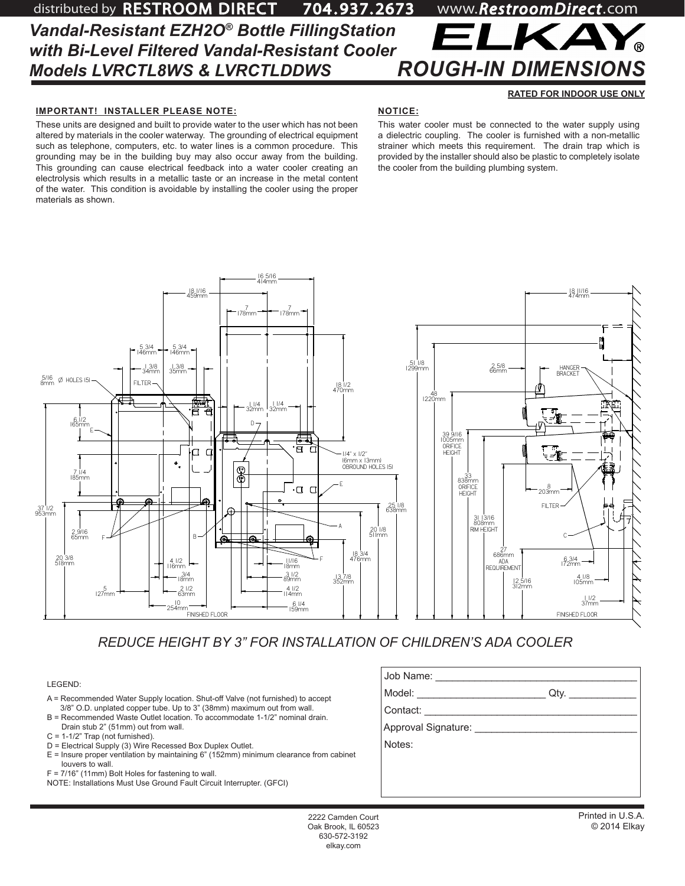distributed by RESTROOM DIRECT 704.937.2673 www.RestroomDirect.com

# Vandal-Resistant EZH2O® Bottle FillingStation with Bi-Level Filtered Vandal-Resistant Cooler Models LVRCTL8WS & LVRCTLDDWS

ELKAY®

## ROUGH-IN DIMENSIONS

**RATED FOR INDOOR USE ONLY**

**IMPORTANT! INSTALLER PLEASE NOTE:**

These units are designed and built to provide water to the user which has not been altered by materials in the cooler waterway. The grounding of electrical equipment such as telephone, computers, etc. to water lines is a common procedure. This grounding may be in the building buy may also occur away from the building. This grounding can cause electrical feedback into a water cooler creating an electrolysis which results in a metallic taste or an increase in the metal content of the water. This condition is avoidable by installing the cooler using the proper materials as shown.

**NOTICE:**

This water cooler must be connected to the water supply using a dielectric coupling. The cooler is furnished with a non-metallic strainer which meets this requirement. The drain trap which is provided by the installer should also be plastic to completely isolate the cooler from the building plumbing system.

16 5/16 414mm
18 1/16 459mm
7 178mm
7 178mm
5 3/4 146mm
5 3/4 146mm
1 3/8 34mm
1 3/8 35mm
5/16 8mm Ø HOLES (5)
FILTER
18 1/2 470mm
1 1/4 32mm
1 1/4 32mm
D
6 1/2 165mm
E
1/4" x 1/2" (6mm x 13mm) OBROUND HOLES (5)
7 1/4 185mm
E
25 1/8 638mm
37 1/2 953mm
A
2 9/16 65mm
F
B
20 1/8 511mm
F
18 3/4 476mm
20 3/8 518mm
4 1/2 116mm
11/16 18mm
3/4 18mm
3 1/2 89mm
13 7/8 352mm
5 127mm
2 1/2 63mm
4 1/2 114mm
10 254mm
6 1/4 159mm
FINISHED FLOOR

18 11/16 474mm
51 1/8 1299mm
2 5/8 66mm
HANGER BRACKET
48 1220mm
39 9/16 1005mm ORIFICE HEIGHT
33 838mm ORIFICE HEIGHT
8 203mm
FILTER
31 13/16 808mm RIM HEIGHT
C
27 686mm ADA REQUIREMENT
6 3/4 172mm
12 5/16 312mm
4 1/8 105mm
1 1/2 37mm
FINISHED FLOOR

*REDUCE HEIGHT BY 3" FOR INSTALLATION OF CHILDREN'S ADA COOLER*

LEGEND:

A = Recommended Water Supply location. Shut-off Valve (not furnished) to accept 3/8" O.D. unplated copper tube. Up to 3" (38mm) maximum out from wall.
B = Recommended Waste Outlet location. To accommodate 1-1/2" nominal drain. Drain stub 2" (51mm) out from wall.
C = 1-1/2" Trap (not furnished).
D = Electrical Supply (3) Wire Recessed Box Duplex Outlet.
E = Insure proper ventilation by maintaining 6" (152mm) minimum clearance from cabinet louvers to wall.
F = 7/16" (11mm) Bolt Holes for fastening to wall.
NOTE: Installations Must Use Ground Fault Circuit Interrupter. (GFCI)

Job Name: ___________________________________
Model: _______________________ Qty. ____________
Contact: ______________________________________
Approval Signature: ____________________________
Notes:

2222 Camden Court
Oak Brook, IL 60523
630-572-3192
elkay.com

Printed in U.S.A.
© 2014 Elkay